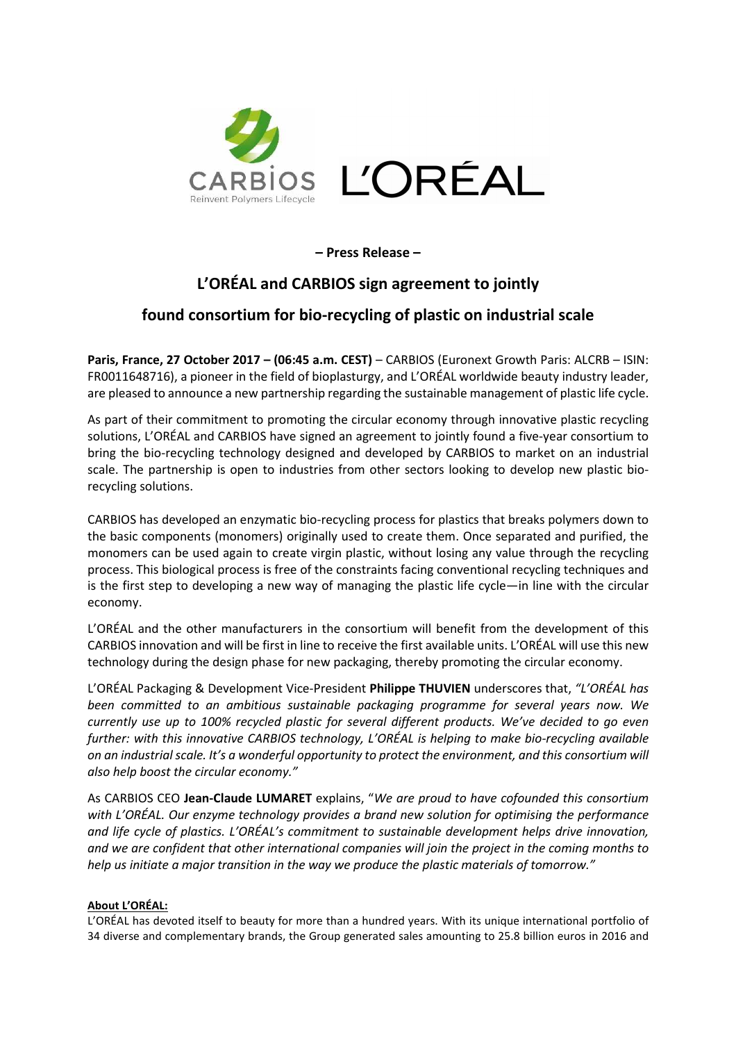**– Press Release –**

# L'ORÉAL and CARBIOS sign agreement to jointly found consortium for bio-recycling of plastic on industrial scale

**Paris, France, 27 October 2017 – (06:45 a.m. CEST)** – CARBIOS (Euronext Growth Paris: ALCRB – ISIN: FR0011648716), a pioneer in the field of bioplasturgy, and L'ORÉAL worldwide beauty industry leader, are pleased to announce a new partnership regarding the sustainable management of plastic life cycle.

As part of their commitment to promoting the circular economy through innovative plastic recycling solutions, L'ORÉAL and CARBIOS have signed an agreement to jointly found a five-year consortium to bring the bio-recycling technology designed and developed by CARBIOS to market on an industrial scale. The partnership is open to industries from other sectors looking to develop new plastic bio-recycling solutions.

CARBIOS has developed an enzymatic bio-recycling process for plastics that breaks polymers down to the basic components (monomers) originally used to create them. Once separated and purified, the monomers can be used again to create virgin plastic, without losing any value through the recycling process. This biological process is free of the constraints facing conventional recycling techniques and is the first step to developing a new way of managing the plastic life cycle—in line with the circular economy.

L'ORÉAL and the other manufacturers in the consortium will benefit from the development of this CARBIOS innovation and will be first in line to receive the first available units. L'ORÉAL will use this new technology during the design phase for new packaging, thereby promoting the circular economy.

L'ORÉAL Packaging & Development Vice-President **Philippe THUVIEN** underscores that, *"L'ORÉAL has been committed to an ambitious sustainable packaging programme for several years now. We currently use up to 100% recycled plastic for several different products. We've decided to go even further: with this innovative CARBIOS technology, L'ORÉAL is helping to make bio-recycling available on an industrial scale. It's a wonderful opportunity to protect the environment, and this consortium will also help boost the circular economy."*

As CARBIOS CEO **Jean-Claude LUMARET** explains, "*We are proud to have cofounded this consortium with L'ORÉAL. Our enzyme technology provides a brand new solution for optimising the performance and life cycle of plastics. L'ORÉAL's commitment to sustainable development helps drive innovation, and we are confident that other international companies will join the project in the coming months to help us initiate a major transition in the way we produce the plastic materials of tomorrow."*

**About L'ORÉAL:**

L'ORÉAL has devoted itself to beauty for more than a hundred years. With its unique international portfolio of 34 diverse and complementary brands, the Group generated sales amounting to 25.8 billion euros in 2016 and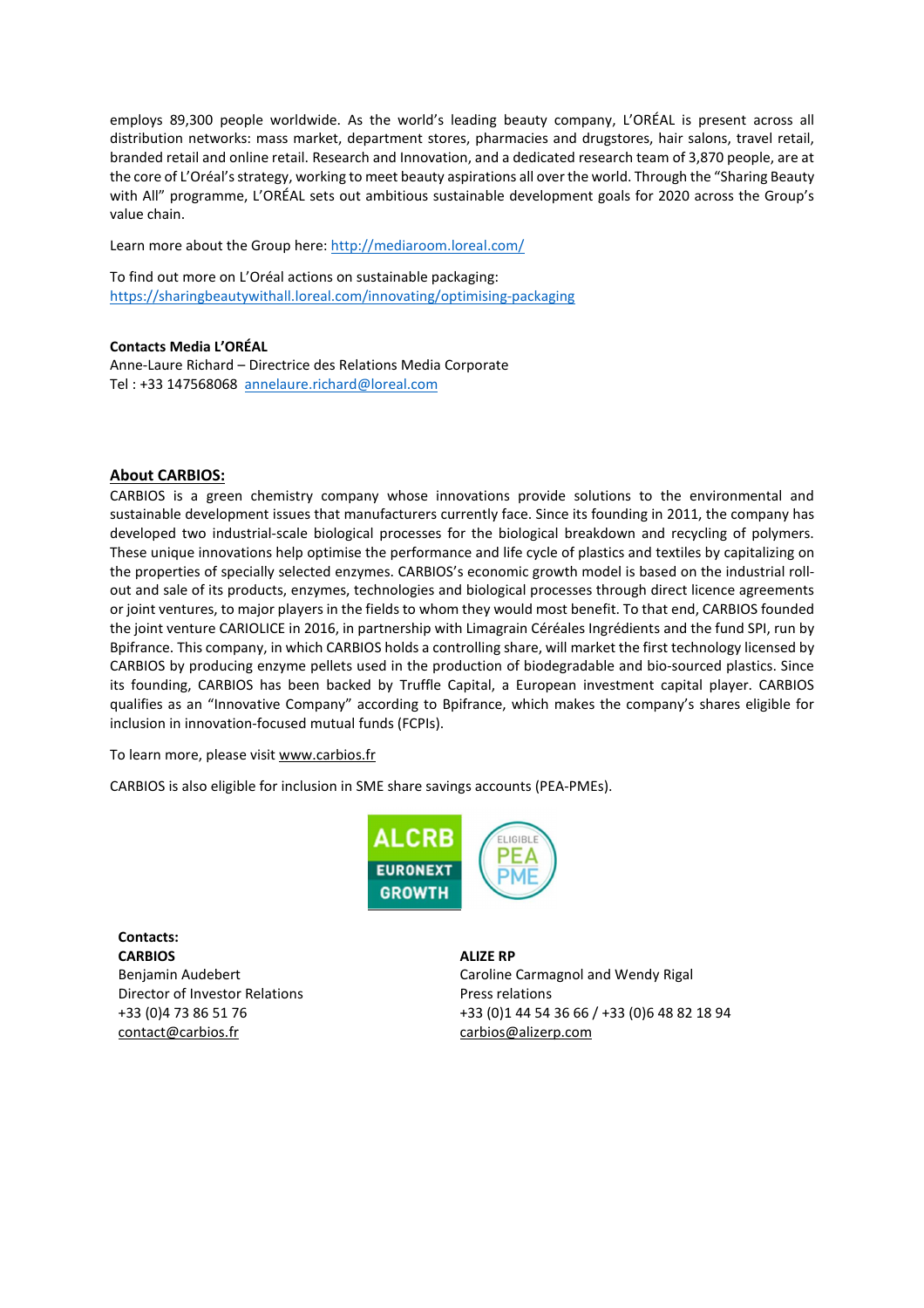employs 89,300 people worldwide. As the world's leading beauty company, L'ORÉAL is present across all distribution networks: mass market, department stores, pharmacies and drugstores, hair salons, travel retail, branded retail and online retail. Research and Innovation, and a dedicated research team of 3,870 people, are at the core of L'Oréal's strategy, working to meet beauty aspirations all over the world. Through the "Sharing Beauty with All" programme, L'ORÉAL sets out ambitious sustainable development goals for 2020 across the Group's value chain.

Learn more about the Group here: http://mediaroom.loreal.com/

To find out more on L'Oréal actions on sustainable packaging:
https://sharingbeautywithall.loreal.com/innovating/optimising-packaging

**Contacts Media L'ORÉAL**
Anne-Laure Richard – Directrice des Relations Media Corporate
Tel : +33 147568068 annelaure.richard@loreal.com

## About CARBIOS:

CARBIOS is a green chemistry company whose innovations provide solutions to the environmental and sustainable development issues that manufacturers currently face. Since its founding in 2011, the company has developed two industrial-scale biological processes for the biological breakdown and recycling of polymers. These unique innovations help optimise the performance and life cycle of plastics and textiles by capitalizing on the properties of specially selected enzymes. CARBIOS's economic growth model is based on the industrial roll-out and sale of its products, enzymes, technologies and biological processes through direct licence agreements or joint ventures, to major players in the fields to whom they would most benefit. To that end, CARBIOS founded the joint venture CARIOLICE in 2016, in partnership with Limagrain Céréales Ingrédients and the fund SPI, run by Bpifrance. This company, in which CARBIOS holds a controlling share, will market the first technology licensed by CARBIOS by producing enzyme pellets used in the production of biodegradable and bio-sourced plastics. Since its founding, CARBIOS has been backed by Truffle Capital, a European investment capital player. CARBIOS qualifies as an "Innovative Company" according to Bpifrance, which makes the company's shares eligible for inclusion in innovation-focused mutual funds (FCPIs).

To learn more, please visit www.carbios.fr

CARBIOS is also eligible for inclusion in SME share savings accounts (PEA-PMEs).

ALCRB
EURONEXT
GROWTH

ELIGIBLE
PEA
PME

**Contacts:**

**CARBIOS**
Benjamin Audebert
Director of Investor Relations
+33 (0)4 73 86 51 76
contact@carbios.fr

**ALIZE RP**
Caroline Carmagnol and Wendy Rigal
Press relations
+33 (0)1 44 54 36 66 / +33 (0)6 48 82 18 94
carbios@alizerp.com